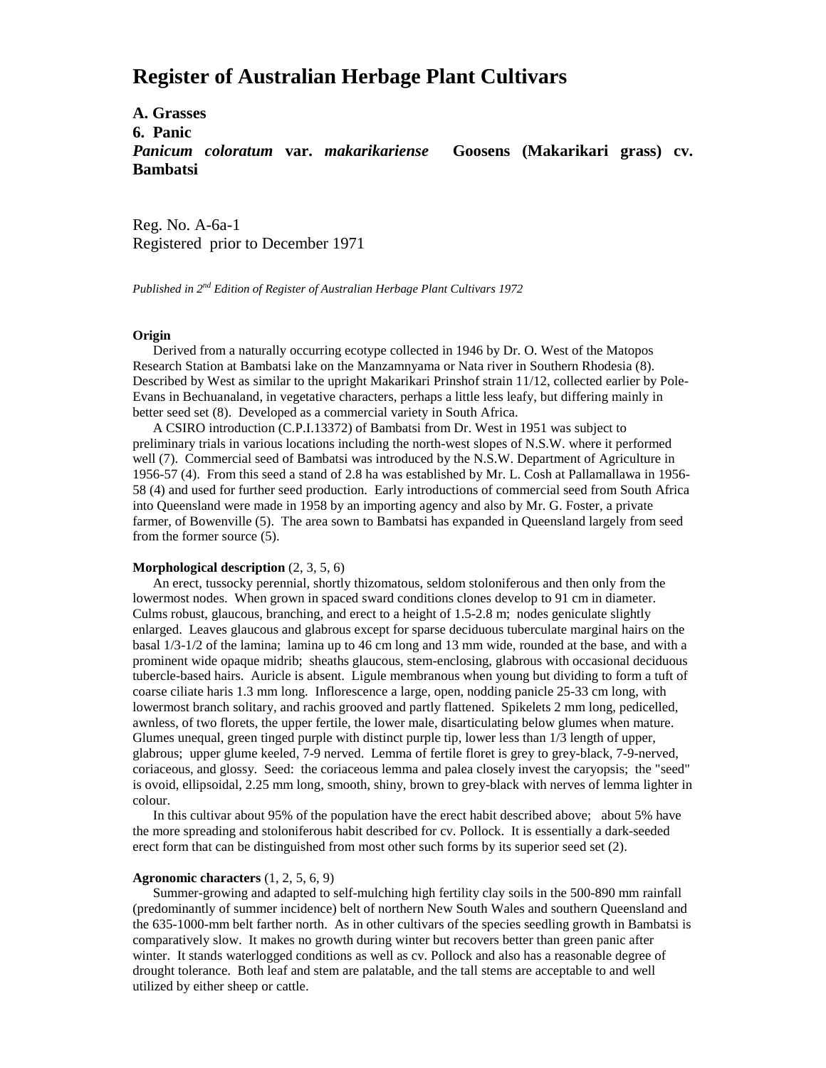# Register of Australian Herbage Plant Cultivars

**A. Grasses**

**6. Panic**

***Panicum coloratum* var. *makarikariense* Goosens (Makarikari grass) cv. Bambatsi**

Reg. No. A-6a-1
Registered prior to December 1971

*Published in 2nd Edition of Register of Australian Herbage Plant Cultivars 1972*

**Origin**

Derived from a naturally occurring ecotype collected in 1946 by Dr. O. West of the Matopos Research Station at Bambatsi lake on the Manzamnyama or Nata river in Southern Rhodesia (8). Described by West as similar to the upright Makarikari Prinshof strain 11/12, collected earlier by Pole-Evans in Bechuanaland, in vegetative characters, perhaps a little less leafy, but differing mainly in better seed set (8). Developed as a commercial variety in South Africa.

A CSIRO introduction (C.P.I.13372) of Bambatsi from Dr. West in 1951 was subject to preliminary trials in various locations including the north-west slopes of N.S.W. where it performed well (7). Commercial seed of Bambatsi was introduced by the N.S.W. Department of Agriculture in 1956-57 (4). From this seed a stand of 2.8 ha was established by Mr. L. Cosh at Pallamallawa in 1956-58 (4) and used for further seed production. Early introductions of commercial seed from South Africa into Queensland were made in 1958 by an importing agency and also by Mr. G. Foster, a private farmer, of Bowenville (5). The area sown to Bambatsi has expanded in Queensland largely from seed from the former source (5).

**Morphological description** (2, 3, 5, 6)

An erect, tussocky perennial, shortly rhizomatous, seldom stoloniferous and then only from the lowermost nodes. When grown in spaced sward conditions clones develop to 91 cm in diameter. Culms robust, glaucous, branching, and erect to a height of 1.5-2.8 m; nodes geniculate slightly enlarged. Leaves glaucous and glabrous except for sparse deciduous tuberculate marginal hairs on the basal 1/3-1/2 of the lamina; lamina up to 46 cm long and 13 mm wide, rounded at the base, and with a prominent wide opaque midrib; sheaths glaucous, stem-enclosing, glabrous with occasional deciduous tubercle-based hairs. Auricle is absent. Ligule membranous when young but dividing to form a tuft of coarse ciliate haris 1.3 mm long. Inflorescence a large, open, nodding panicle 25-33 cm long, with lowermost branch solitary, and rachis grooved and partly flattened. Spikelets 2 mm long, pedicelled, awnless, of two florets, the upper fertile, the lower male, disarticulating below glumes when mature. Glumes unequal, green tinged purple with distinct purple tip, lower less than 1/3 length of upper, glabrous; upper glume keeled, 7-9 nerved. Lemma of fertile floret is grey to grey-black, 7-9-nerved, coriaceous, and glossy. Seed: the coriaceous lemma and palea closely invest the caryopsis; the "seed" is ovoid, ellipsoidal, 2.25 mm long, smooth, shiny, brown to grey-black with nerves of lemma lighter in colour.

In this cultivar about 95% of the population have the erect habit described above; about 5% have the more spreading and stoloniferous habit described for cv. Pollock. It is essentially a dark-seeded erect form that can be distinguished from most other such forms by its superior seed set (2).

**Agronomic characters** (1, 2, 5, 6, 9)

Summer-growing and adapted to self-mulching high fertility clay soils in the 500-890 mm rainfall (predominantly of summer incidence) belt of northern New South Wales and southern Queensland and the 635-1000-mm belt farther north. As in other cultivars of the species seedling growth in Bambatsi is comparatively slow. It makes no growth during winter but recovers better than green panic after winter. It stands waterlogged conditions as well as cv. Pollock and also has a reasonable degree of drought tolerance. Both leaf and stem are palatable, and the tall stems are acceptable to and well utilized by either sheep or cattle.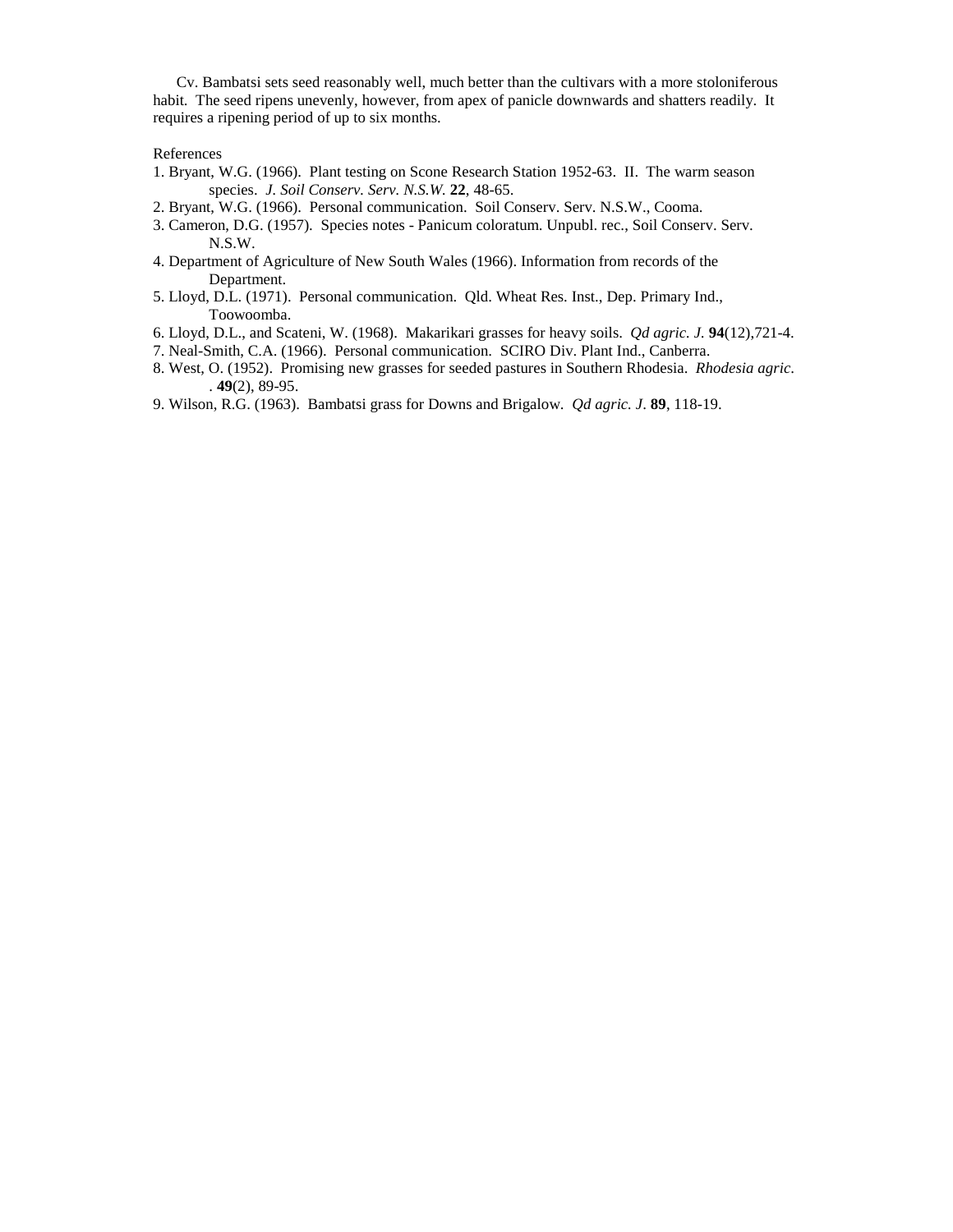Cv. Bambatsi sets seed reasonably well, much better than the cultivars with a more stoloniferous habit. The seed ripens unevenly, however, from apex of panicle downwards and shatters readily. It requires a ripening period of up to six months.

References

1. Bryant, W.G. (1966). Plant testing on Scone Research Station 1952-63. II. The warm season species. *J. Soil Conserv. Serv. N.S.W.* **22**, 48-65.
2. Bryant, W.G. (1966). Personal communication. Soil Conserv. Serv. N.S.W., Cooma.
3. Cameron, D.G. (1957). Species notes - Panicum coloratum. Unpubl. rec., Soil Conserv. Serv. N.S.W.
4. Department of Agriculture of New South Wales (1966). Information from records of the Department.
5. Lloyd, D.L. (1971). Personal communication. Qld. Wheat Res. Inst., Dep. Primary Ind., Toowoomba.
6. Lloyd, D.L., and Scateni, W. (1968). Makarikari grasses for heavy soils. *Qd agric. J.* **94**(12),721-4.
7. Neal-Smith, C.A. (1966). Personal communication. SCIRO Div. Plant Ind., Canberra.
8. West, O. (1952). Promising new grasses for seeded pastures in Southern Rhodesia. *Rhodesia agric.* . **49**(2), 89-95.
9. Wilson, R.G. (1963). Bambatsi grass for Downs and Brigalow. *Qd agric. J*. **89**, 118-19.